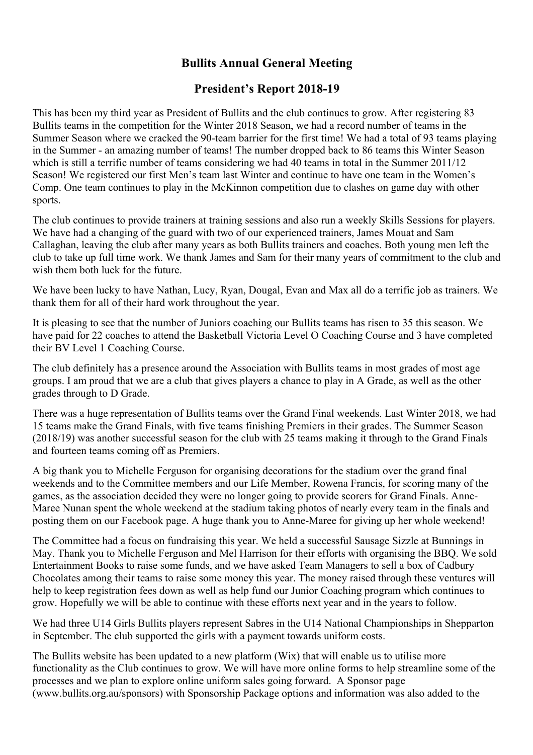# Bullits Annual General Meeting

## President's Report 2018-19

This has been my third year as President of Bullits and the club continues to grow. After registering 83 Bullits teams in the competition for the Winter 2018 Season, we had a record number of teams in the Summer Season where we cracked the 90-team barrier for the first time! We had a total of 93 teams playing in the Summer - an amazing number of teams! The number dropped back to 86 teams this Winter Season which is still a terrific number of teams considering we had 40 teams in total in the Summer 2011/12 Season! We registered our first Men's team last Winter and continue to have one team in the Women's Comp. One team continues to play in the McKinnon competition due to clashes on game day with other sports.

The club continues to provide trainers at training sessions and also run a weekly Skills Sessions for players. We have had a changing of the guard with two of our experienced trainers, James Mouat and Sam Callaghan, leaving the club after many years as both Bullits trainers and coaches. Both young men left the club to take up full time work. We thank James and Sam for their many years of commitment to the club and wish them both luck for the future.

We have been lucky to have Nathan, Lucy, Ryan, Dougal, Evan and Max all do a terrific job as trainers. We thank them for all of their hard work throughout the year.

It is pleasing to see that the number of Juniors coaching our Bullits teams has risen to 35 this season. We have paid for 22 coaches to attend the Basketball Victoria Level O Coaching Course and 3 have completed their BV Level 1 Coaching Course.

The club definitely has a presence around the Association with Bullits teams in most grades of most age groups. I am proud that we are a club that gives players a chance to play in A Grade, as well as the other grades through to D Grade.

There was a huge representation of Bullits teams over the Grand Final weekends. Last Winter 2018, we had 15 teams make the Grand Finals, with five teams finishing Premiers in their grades. The Summer Season (2018/19) was another successful season for the club with 25 teams making it through to the Grand Finals and fourteen teams coming off as Premiers.

A big thank you to Michelle Ferguson for organising decorations for the stadium over the grand final weekends and to the Committee members and our Life Member, Rowena Francis, for scoring many of the games, as the association decided they were no longer going to provide scorers for Grand Finals. Anne-Maree Nunan spent the whole weekend at the stadium taking photos of nearly every team in the finals and posting them on our Facebook page. A huge thank you to Anne-Maree for giving up her whole weekend!

The Committee had a focus on fundraising this year. We held a successful Sausage Sizzle at Bunnings in May. Thank you to Michelle Ferguson and Mel Harrison for their efforts with organising the BBQ. We sold Entertainment Books to raise some funds, and we have asked Team Managers to sell a box of Cadbury Chocolates among their teams to raise some money this year. The money raised through these ventures will help to keep registration fees down as well as help fund our Junior Coaching program which continues to grow. Hopefully we will be able to continue with these efforts next year and in the years to follow.

We had three U14 Girls Bullits players represent Sabres in the U14 National Championships in Shepparton in September. The club supported the girls with a payment towards uniform costs.

The Bullits website has been updated to a new platform (Wix) that will enable us to utilise more functionality as the Club continues to grow. We will have more online forms to help streamline some of the processes and we plan to explore online uniform sales going forward. A Sponsor page (www.bullits.org.au/sponsors) with Sponsorship Package options and information was also added to the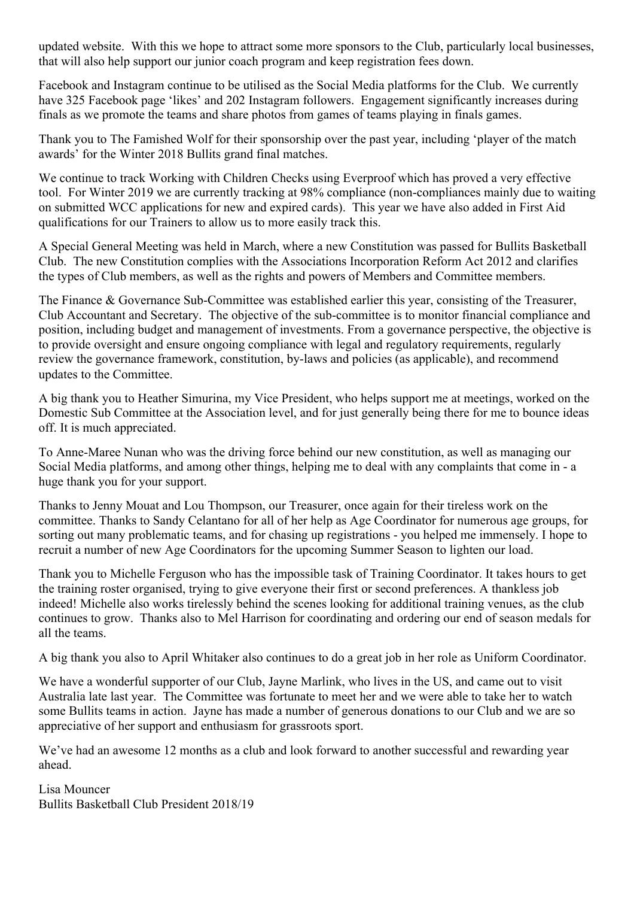updated website. With this we hope to attract some more sponsors to the Club, particularly local businesses, that will also help support our junior coach program and keep registration fees down.

Facebook and Instagram continue to be utilised as the Social Media platforms for the Club. We currently have 325 Facebook page 'likes' and 202 Instagram followers. Engagement significantly increases during finals as we promote the teams and share photos from games of teams playing in finals games.

Thank you to The Famished Wolf for their sponsorship over the past year, including 'player of the match awards' for the Winter 2018 Bullits grand final matches.

We continue to track Working with Children Checks using Everproof which has proved a very effective tool. For Winter 2019 we are currently tracking at 98% compliance (non-compliances mainly due to waiting on submitted WCC applications for new and expired cards). This year we have also added in First Aid qualifications for our Trainers to allow us to more easily track this.

A Special General Meeting was held in March, where a new Constitution was passed for Bullits Basketball Club. The new Constitution complies with the Associations Incorporation Reform Act 2012 and clarifies the types of Club members, as well as the rights and powers of Members and Committee members.

The Finance & Governance Sub-Committee was established earlier this year, consisting of the Treasurer, Club Accountant and Secretary. The objective of the sub-committee is to monitor financial compliance and position, including budget and management of investments. From a governance perspective, the objective is to provide oversight and ensure ongoing compliance with legal and regulatory requirements, regularly review the governance framework, constitution, by-laws and policies (as applicable), and recommend updates to the Committee.

A big thank you to Heather Simurina, my Vice President, who helps support me at meetings, worked on the Domestic Sub Committee at the Association level, and for just generally being there for me to bounce ideas off. It is much appreciated.

To Anne-Maree Nunan who was the driving force behind our new constitution, as well as managing our Social Media platforms, and among other things, helping me to deal with any complaints that come in - a huge thank you for your support.

Thanks to Jenny Mouat and Lou Thompson, our Treasurer, once again for their tireless work on the committee. Thanks to Sandy Celantano for all of her help as Age Coordinator for numerous age groups, for sorting out many problematic teams, and for chasing up registrations - you helped me immensely. I hope to recruit a number of new Age Coordinators for the upcoming Summer Season to lighten our load.

Thank you to Michelle Ferguson who has the impossible task of Training Coordinator. It takes hours to get the training roster organised, trying to give everyone their first or second preferences. A thankless job indeed! Michelle also works tirelessly behind the scenes looking for additional training venues, as the club continues to grow. Thanks also to Mel Harrison for coordinating and ordering our end of season medals for all the teams.

A big thank you also to April Whitaker also continues to do a great job in her role as Uniform Coordinator.

We have a wonderful supporter of our Club, Jayne Marlink, who lives in the US, and came out to visit Australia late last year. The Committee was fortunate to meet her and we were able to take her to watch some Bullits teams in action. Jayne has made a number of generous donations to our Club and we are so appreciative of her support and enthusiasm for grassroots sport.

We've had an awesome 12 months as a club and look forward to another successful and rewarding year ahead.

Lisa Mouncer
Bullits Basketball Club President 2018/19